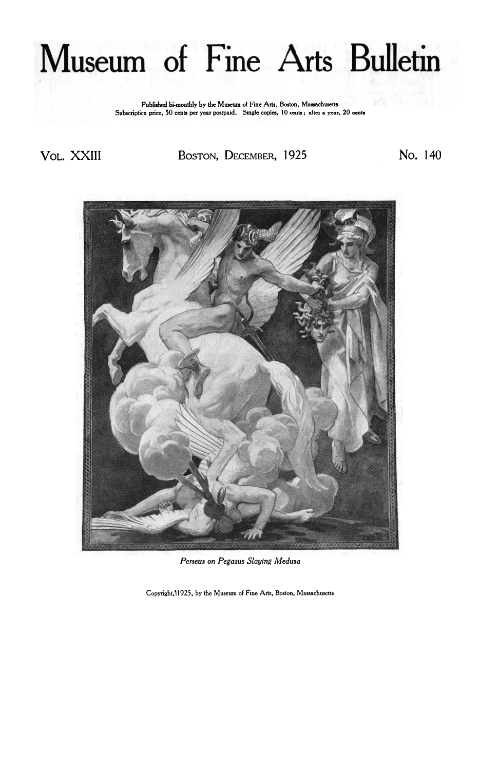# Museum of Fine Arts Bulletin

Published bi-monthly by the Museum of Fine Arts, Boston, Massachusetts
Subscription price, 50 cents per year postpaid. Single copies, 10 cents; after a year, 20 cents

Vol. XXIII — Boston, December, 1925 — No. 140

*Perseus on Pegasus Slaying Medusa*

Copyright, 1925, by the Museum of Fine Arts, Boston, Massachusetts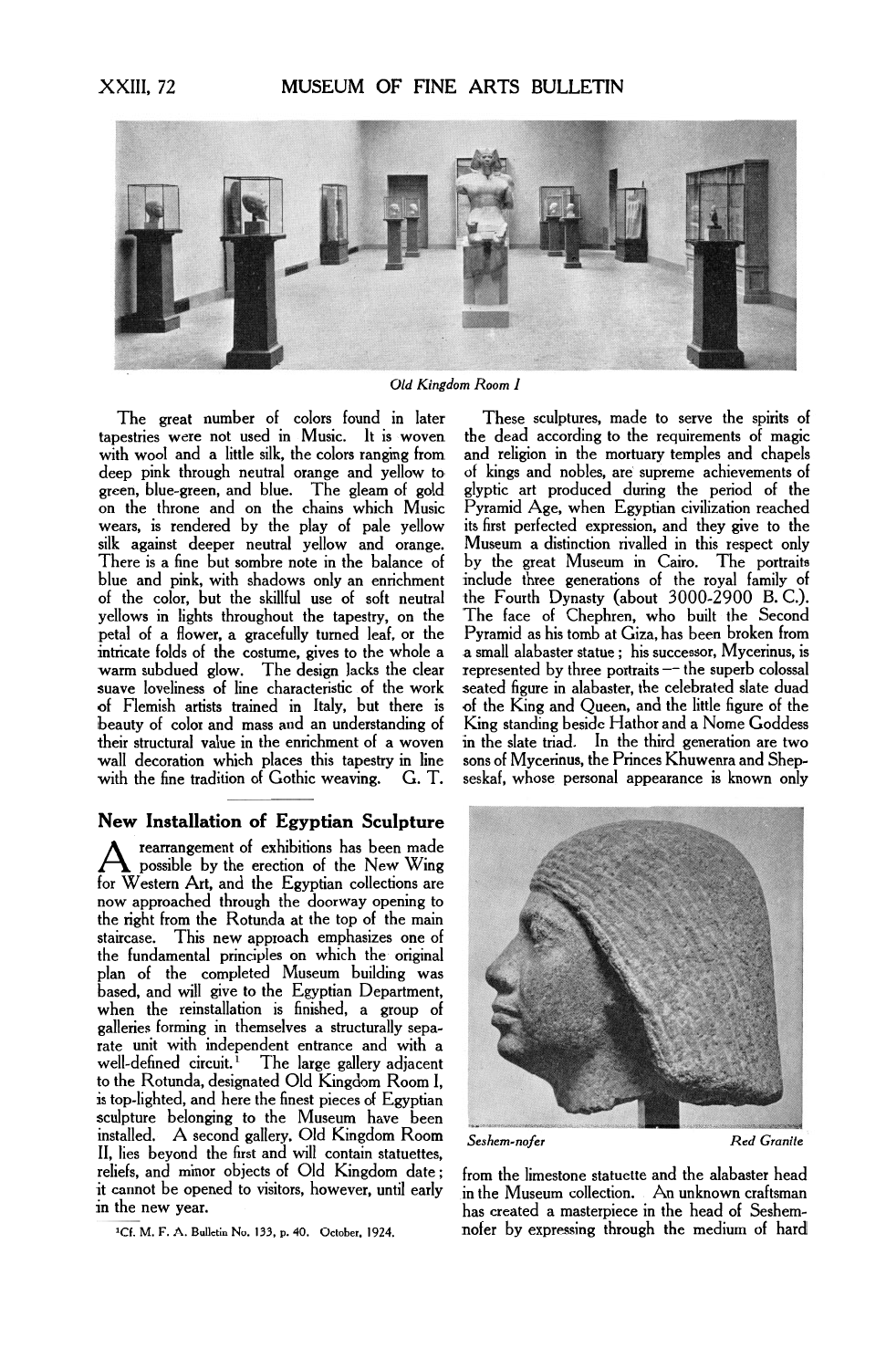Old Kingdom Room I

The great number of colors found in later tapestries were not used in Music. It is woven with wool and a little silk, the colors ranging from deep pink through neutral orange and yellow to green, blue-green, and blue. The gleam of gold on the throne and on the chains which Music wears, is rendered by the play of pale yellow silk against deeper neutral yellow and orange. There is a fine but sombre note in the balance of blue and pink, with shadows only an enrichment of the color, but the skillful use of soft neutral yellows in lights throughout the tapestry, on the petal of a flower, a gracefully turned leaf, or the intricate folds of the costume, gives to the whole a warm subdued glow. The design lacks the clear suave loveliness of line characteristic of the work of Flemish artists trained in Italy, but there is beauty of color and mass and an understanding of their structural value in the enrichment of a woven wall decoration which places this tapestry in line with the fine tradition of Gothic weaving. G. T.

## New Installation of Egyptian Sculpture

A rearrangement of exhibitions has been made possible by the erection of the New Wing for Western Art, and the Egyptian collections are now approached through the doorway opening to the right from the Rotunda at the top of the main staircase. This new approach emphasizes one of the fundamental principles on which the original plan of the completed Museum building was based, and will give to the Egyptian Department, when the reinstallation is finished, a group of galleries forming in themselves a structurally separate unit with independent entrance and with a well-defined circuit.[1] The large gallery adjacent to the Rotunda, designated Old Kingdom Room I, is top-lighted, and here the finest pieces of Egyptian sculpture belonging to the Museum have been installed. A second gallery, Old Kingdom Room II, lies beyond the first and will contain statuettes, reliefs, and minor objects of Old Kingdom date; it cannot be opened to visitors, however, until early in the new year.

[1] Cf. M. F. A. Bulletin No. 133, p. 40. October, 1924.

These sculptures, made to serve the spirits of the dead according to the requirements of magic and religion in the mortuary temples and chapels of kings and nobles, are supreme achievements of glyptic art produced during the period of the Pyramid Age, when Egyptian civilization reached its first perfected expression, and they give to the Museum a distinction rivalled in this respect only by the great Museum in Cairo. The portraits include three generations of the royal family of the Fourth Dynasty (about 3000-2900 B. C.). The face of Chephren, who built the Second Pyramid as his tomb at Giza, has been broken from a small alabaster statue; his successor, Mycerinus, is represented by three portraits — the superb colossal seated figure in alabaster, the celebrated slate duad of the King and Queen, and the little figure of the King standing beside Hathor and a Nome Goddess in the slate triad. In the third generation are two sons of Mycerinus, the Princes Khuwenra and Shepseskaf, whose personal appearance is known only from the limestone statuette and the alabaster head in the Museum collection. An unknown craftsman has created a masterpiece in the head of Seshem-nofer by expressing through the medium of hard

*Seshem-nofer* *Red Granite*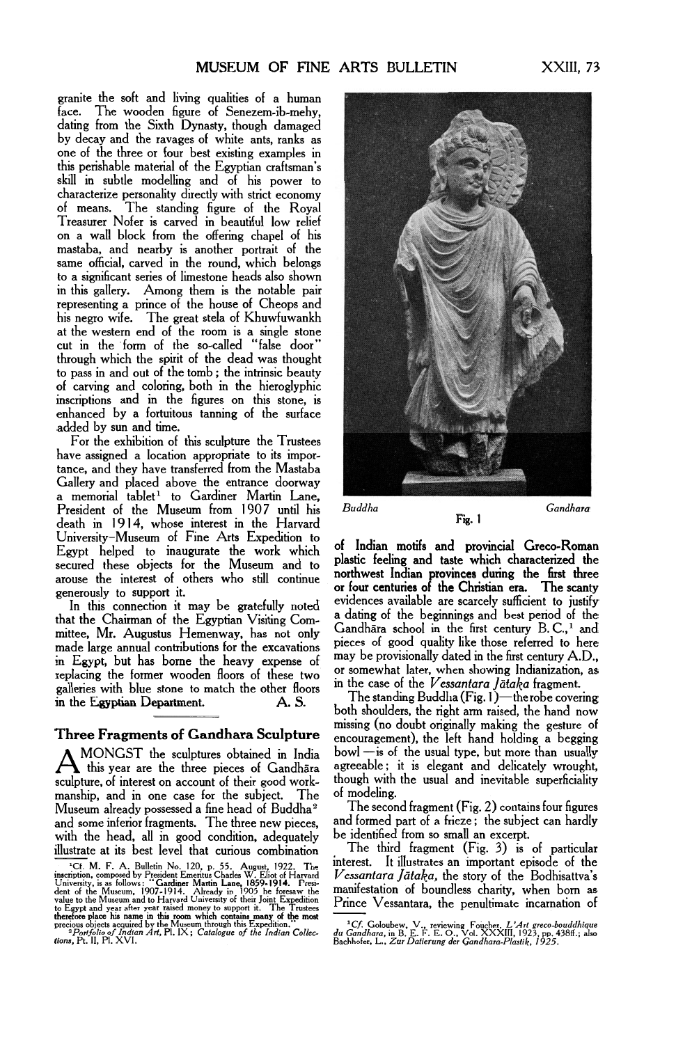granite the soft and living qualities of a human face. The wooden figure of Senezem-ib-mehy, dating from the Sixth Dynasty, though damaged by decay and the ravages of white ants, ranks as one of the three or four best existing examples in this perishable material of the Egyptian craftsman's skill in subtle modelling and of his power to characterize personality directly with strict economy of means. The standing figure of the Royal Treasurer Nofer is carved in beautiful low relief on a wall block from the offering chapel of his mastaba, and nearby is another portrait of the same official, carved in the round, which belongs to a significant series of limestone heads also shown in this gallery. Among them is the notable pair representing a prince of the house of Cheops and his negro wife. The great stela of Khuwfuwankh at the western end of the room is a single stone cut in the form of the so-called "false door" through which the spirit of the dead was thought to pass in and out of the tomb; the intrinsic beauty of carving and coloring, both in the hieroglyphic inscriptions and in the figures on this stone, is enhanced by a fortuitous tanning of the surface added by sun and time.

For the exhibition of this sculpture the Trustees have assigned a location appropriate to its importance, and they have transferred from the Mastaba Gallery and placed above the entrance doorway a memorial tablet[1] to Gardiner Martin Lane, President of the Museum from 1907 until his death in 1914, whose interest in the Harvard University-Museum of Fine Arts Expedition to Egypt helped to inaugurate the work which secured these objects for the Museum and to arouse the interest of others who still continue generously to support it.

In this connection it may be gratefully noted that the Chairman of the Egyptian Visiting Committee, Mr. Augustus Hemenway, has not only made large annual contributions for the excavations in Egypt, but has borne the heavy expense of replacing the former wooden floors of these two galleries with blue stone to match the other floors in the Egyptian Department.

A. S.

## Three Fragments of Gandhara Sculpture

AMONGST the sculptures obtained in India this year are the three pieces of Gandhāra sculpture, of interest on account of their good workmanship, and in one case for the subject. The Museum already possessed a fine head of Buddha[2] and some inferior fragments. The three new pieces, with the head, all in good condition, adequately illustrate at its best level that curious combination of Indian motifs and provincial Greco-Roman plastic feeling and taste which characterized the northwest Indian provinces during the first three or four centuries of the Christian era. The scanty evidences available are scarcely sufficient to justify a dating of the beginnings and best period of the Gandhāra school in the first century B. C.,[1] and pieces of good quality like those referred to here may be provisionally dated in the first century A.D., or somewhat later, when showing Indianization, as in the case of the *Vessantara Jātaka* fragment.

*Buddha* — *Gandhara*

Fig. 1

The standing Buddha (Fig. 1)—the robe covering both shoulders, the right arm raised, the hand now missing (no doubt originally making the gesture of encouragement), the left hand holding a begging bowl—is of the usual type, but more than usually agreeable; it is elegant and delicately wrought, though with the usual and inevitable superficiality of modeling.

The second fragment (Fig. 2) contains four figures and formed part of a frieze; the subject can hardly be identified from so small an excerpt.

The third fragment (Fig. 3) is of particular interest. It illustrates an important episode of the *Vessantara Jātaka*, the story of the Bodhisattva's manifestation of boundless charity, when born as Prince Vessantara, the penultimate incarnation of

---

[1] Cf. M. F. A. Bulletin No. 120, p. 55. August, 1922. The inscription, composed by President Emeritus Charles W. Eliot of Harvard University, is as follows: "Gardiner Martin Lane, 1859-1914. President of the Museum, 1907-1914. Already in 1905 he foresaw the value to the Museum and to Harvard University of their Joint Expedition to Egypt and year after year raised money to support it. The Trustees therefore place his name in this room which contains many of the most precious objects acquired by the Museum through this Expedition."

[2] *Portfolio of Indian Art*, Pl. IX; *Catalogue of the Indian Collections*, Pt. II, Pl. XVI.

[1] *Cf.* Goloubew, V., reviewing Foucher, *L'Art greco-bouddhique du Gandhara*, in B. E. F. E. O., Vol. XXXIII, 1923, pp. 438ff.; also Bachhofer, L., *Zur Datierung der Gandhāra-Plastik*, 1925.